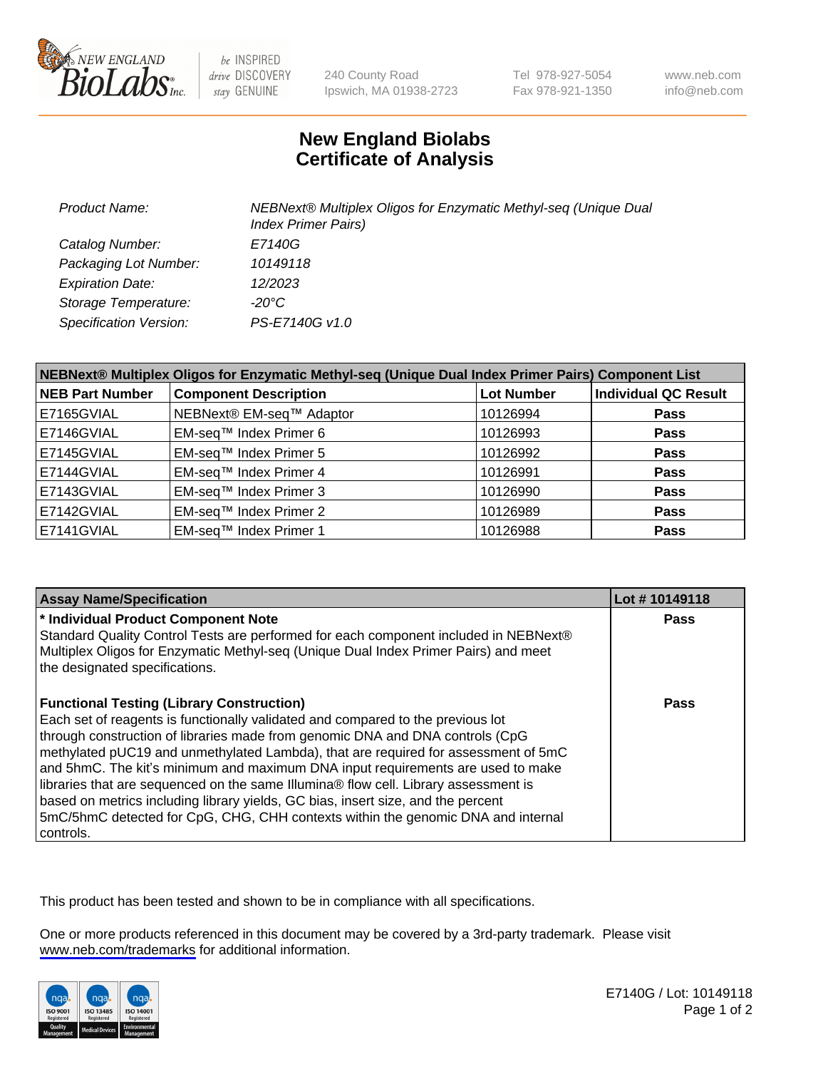# New England Biolabs
# Certificate of Analysis

| | |
|---|---|
| *Product Name:* | *NEBNext® Multiplex Oligos for Enzymatic Methyl-seq (Unique Dual Index Primer Pairs)* |
| *Catalog Number:* | *E7140G* |
| *Packaging Lot Number:* | *10149118* |
| *Expiration Date:* | *12/2023* |
| *Storage Temperature:* | *-20°C* |
| *Specification Version:* | *PS-E7140G v1.0* |

| NEBNext® Multiplex Oligos for Enzymatic Methyl-seq (Unique Dual Index Primer Pairs) Component List | | | |
|---|---|---|---|
| **NEB Part Number** | **Component Description** | **Lot Number** | **Individual QC Result** |
| E7165GVIAL | NEBNext® EM-seq™ Adaptor | 10126994 | **Pass** |
| E7146GVIAL | EM-seq™ Index Primer 6 | 10126993 | **Pass** |
| E7145GVIAL | EM-seq™ Index Primer 5 | 10126992 | **Pass** |
| E7144GVIAL | EM-seq™ Index Primer 4 | 10126991 | **Pass** |
| E7143GVIAL | EM-seq™ Index Primer 3 | 10126990 | **Pass** |
| E7142GVIAL | EM-seq™ Index Primer 2 | 10126989 | **Pass** |
| E7141GVIAL | EM-seq™ Index Primer 1 | 10126988 | **Pass** |

| Assay Name/Specification | Lot # 10149118 |
|---|---|
| **\* Individual Product Component Note**<br>Standard Quality Control Tests are performed for each component included in NEBNext® Multiplex Oligos for Enzymatic Methyl-seq (Unique Dual Index Primer Pairs) and meet the designated specifications. | **Pass** |
| **Functional Testing (Library Construction)**<br>Each set of reagents is functionally validated and compared to the previous lot through construction of libraries made from genomic DNA and DNA controls (CpG methylated pUC19 and unmethylated Lambda), that are required for assessment of 5mC and 5hmC. The kit's minimum and maximum DNA input requirements are used to make libraries that are sequenced on the same Illumina® flow cell. Library assessment is based on metrics including library yields, GC bias, insert size, and the percent 5mC/5hmC detected for CpG, CHG, CHH contexts within the genomic DNA and internal controls. | **Pass** |

This product has been tested and shown to be in compliance with all specifications.

One or more products referenced in this document may be covered by a 3rd-party trademark. Please visit www.neb.com/trademarks for additional information.

E7140G / Lot: 10149118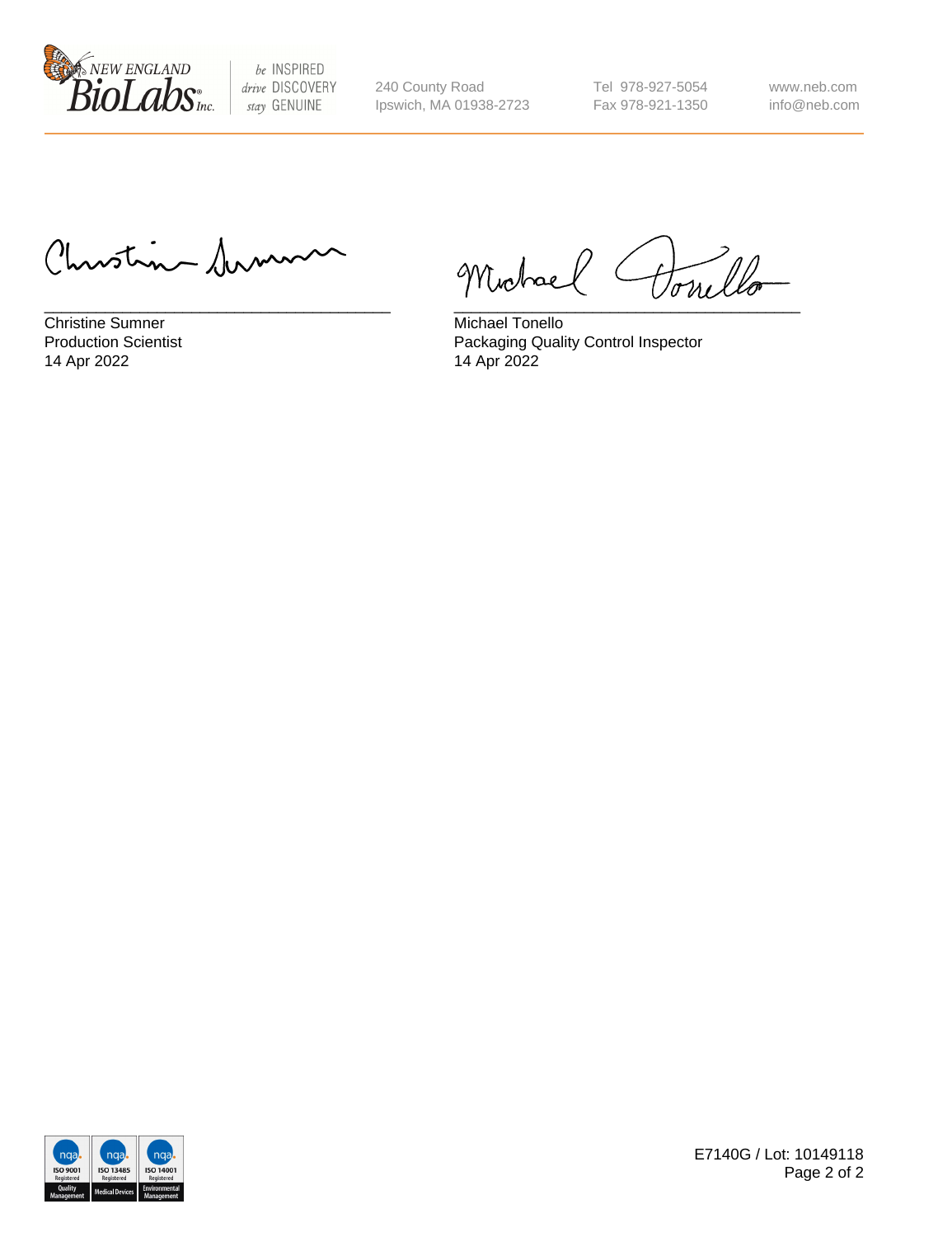Christine Sumner
Production Scientist
14 Apr 2022

Michael Tonello
Packaging Quality Control Inspector
14 Apr 2022

E7140G / Lot: 10149118